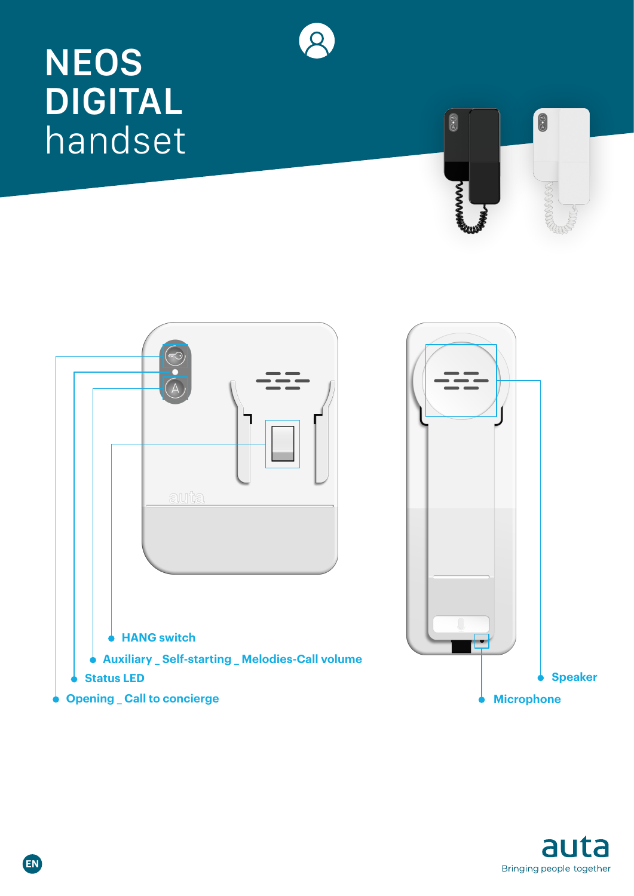# NEOS DIGITAL handset

- HANG switch
- Auxiliary _ Self-starting _ Melodies-Call volume
- Status LED
- Opening _ Call to concierge

- Speaker
- Microphone

auta

Bringing people together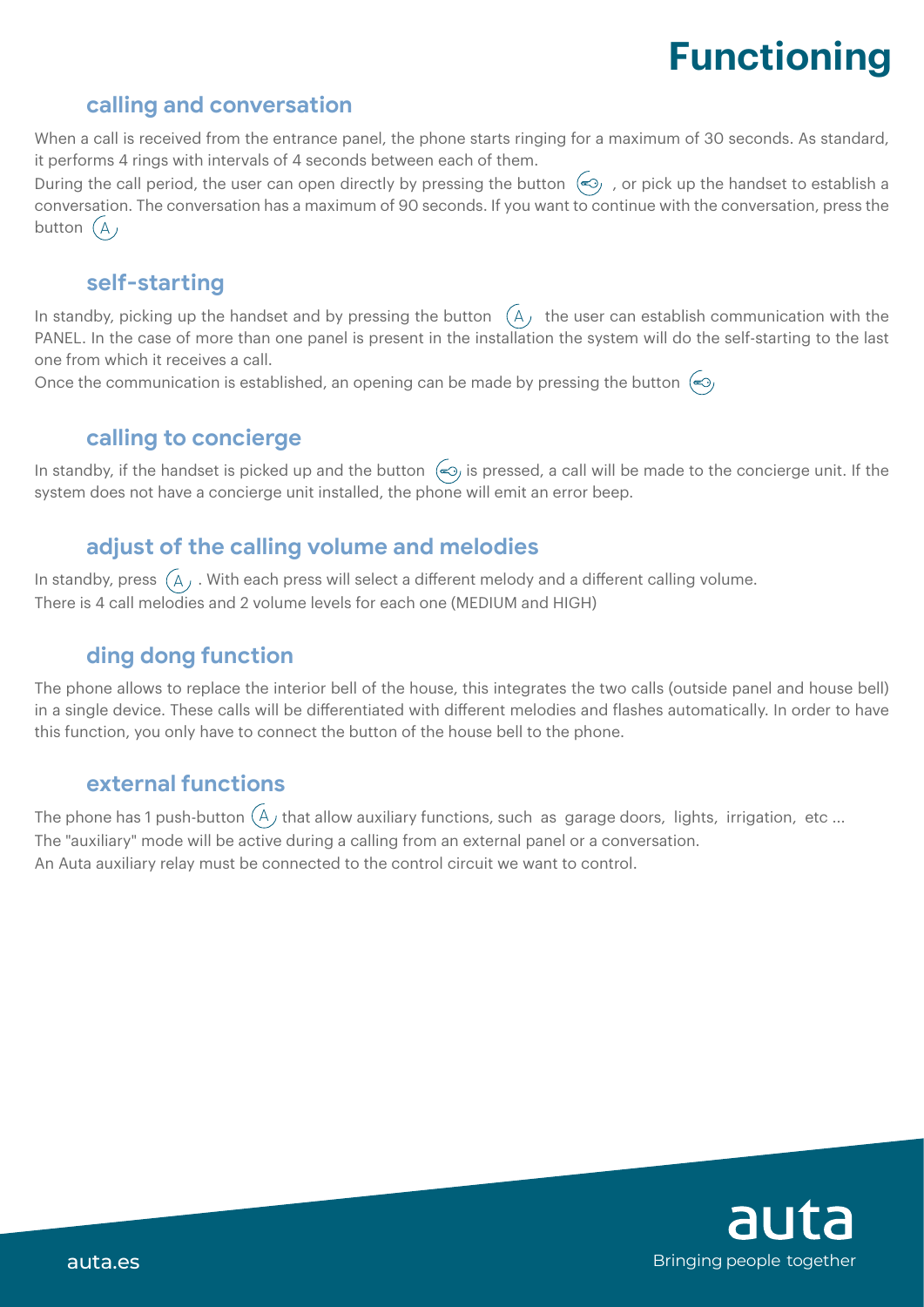# Functioning

## calling and conversation

When a call is received from the entrance panel, the phone starts ringing for a maximum of 30 seconds. As standard, it performs 4 rings with intervals of 4 seconds between each of them.

During the call period, the user can open directly by pressing the button (key), or pick up the handset to establish a conversation. The conversation has a maximum of 90 seconds. If you want to continue with the conversation, press the button (A)

## self-starting

In standby, picking up the handset and by pressing the button (A) the user can establish communication with the PANEL. In the case of more than one panel is present in the installation the system will do the self-starting to the last one from which it receives a call.

Once the communication is established, an opening can be made by pressing the button (key)

## calling to concierge

In standby, if the handset is picked up and the button (key) is pressed, a call will be made to the concierge unit. If the system does not have a concierge unit installed, the phone will emit an error beep.

## adjust of the calling volume and melodies

In standby, press (A). With each press will select a different melody and a different calling volume.
There is 4 call melodies and 2 volume levels for each one (MEDIUM and HIGH)

## ding dong function

The phone allows to replace the interior bell of the house, this integrates the two calls (outside panel and house bell) in a single device. These calls will be differentiated with different melodies and flashes automatically. In order to have this function, you only have to connect the button of the house bell to the phone.

## external functions

The phone has 1 push-button (A) that allow auxiliary functions, such as garage doors, lights, irrigation, etc ...
The "auxiliary" mode will be active during a calling from an external panel or a conversation.
An Auta auxiliary relay must be connected to the control circuit we want to control.

auta.es

auta
Bringing people together